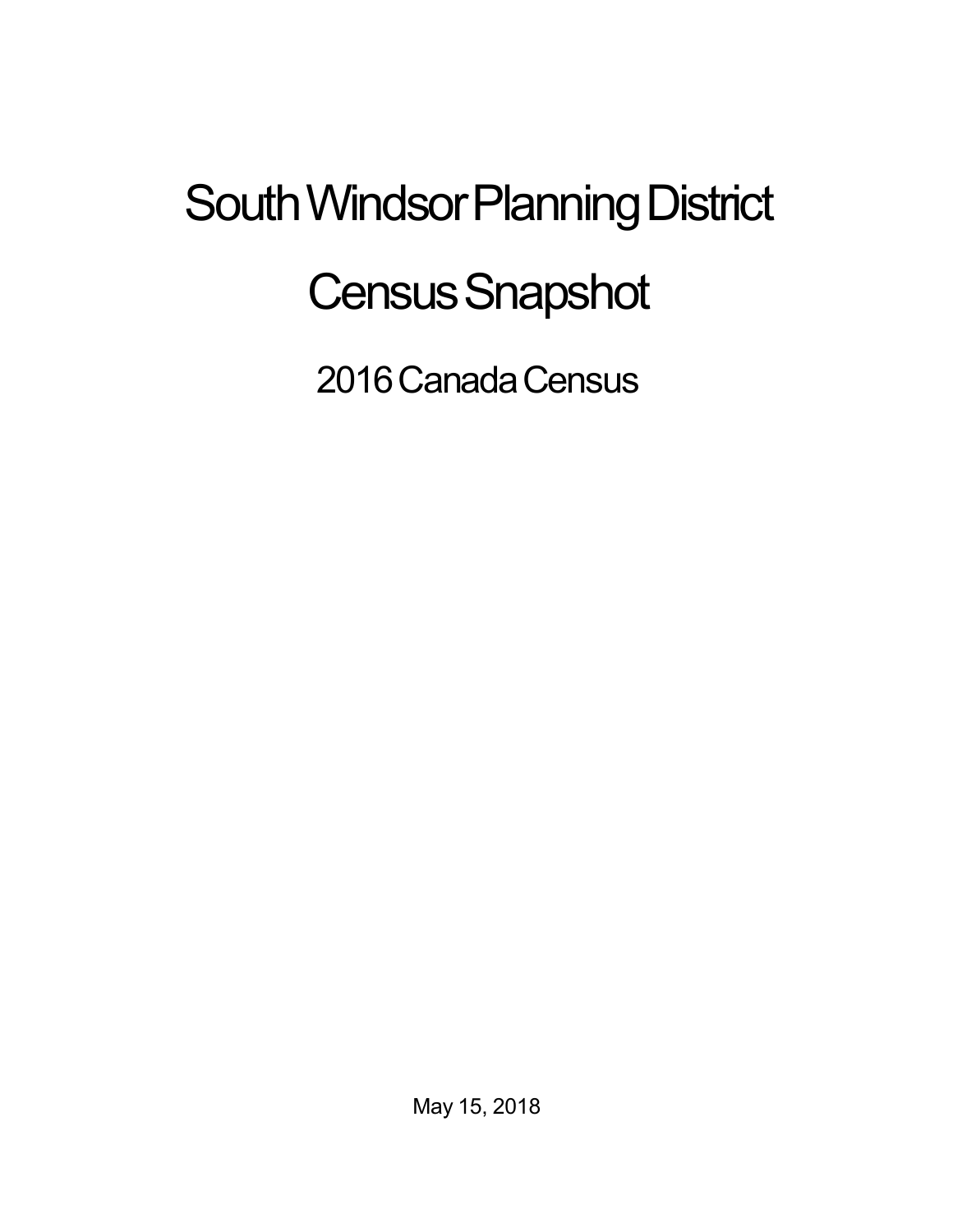# South Windsor Planning District

# Census Snapshot

## 2016 Canada Census

May 15, 2018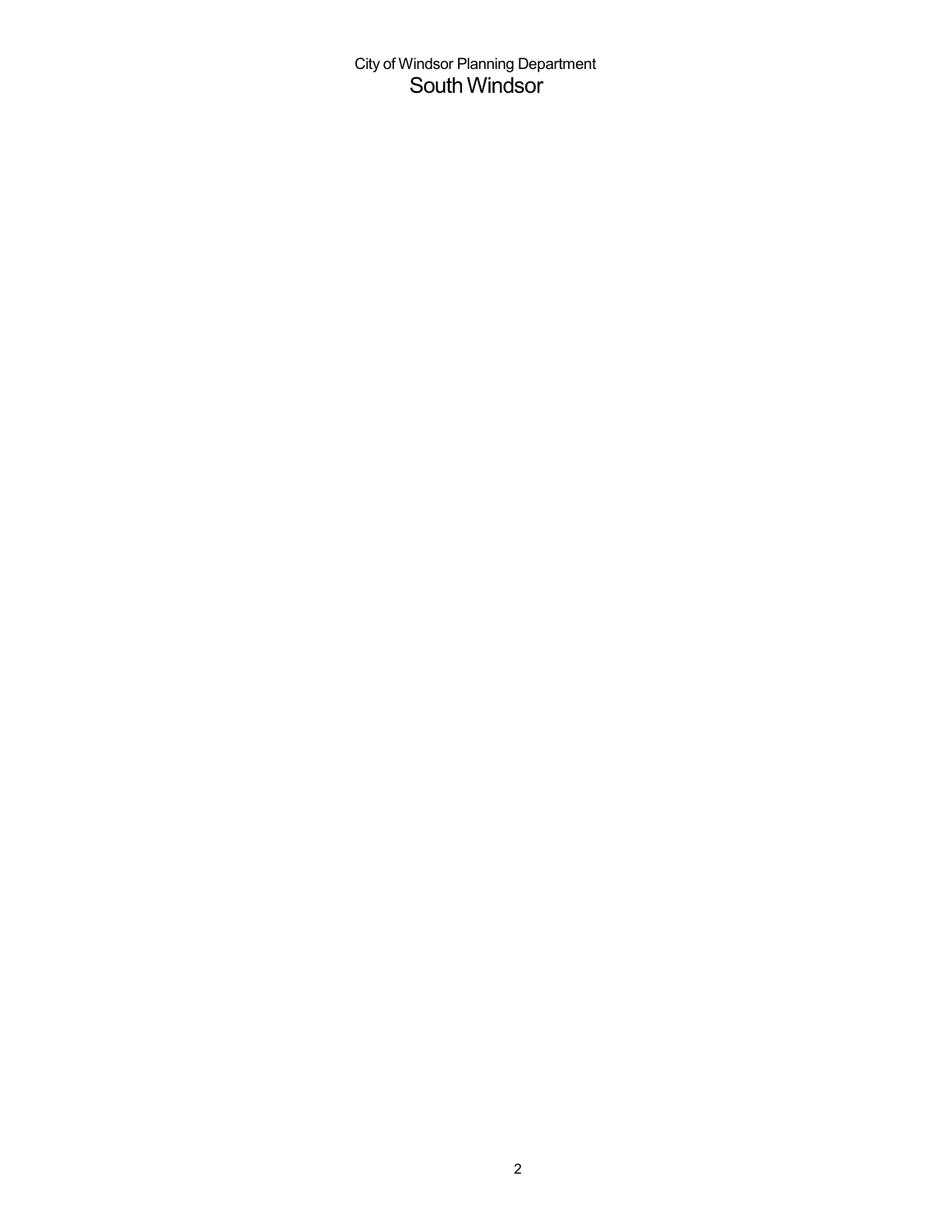City of Windsor Planning Department

# South Windsor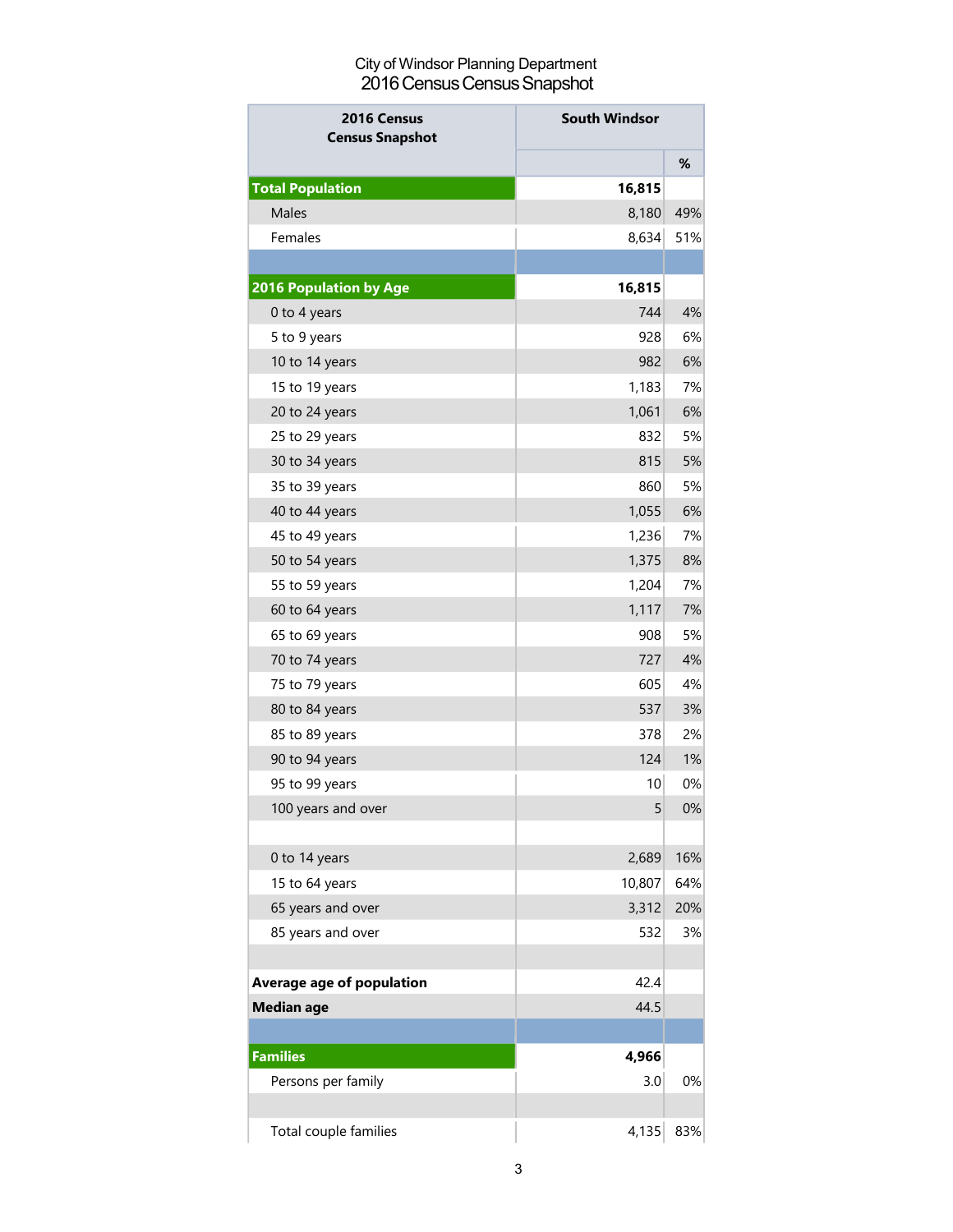City of Windsor Planning Department
2016 Census Census Snapshot

| 2016 Census Census Snapshot | South Windsor | |
|---|---|---|
| | | % |
| **Total Population** | **16,815** | |
| Males | 8,180 | 49% |
| Females | 8,634 | 51% |
| | | |
| **2016 Population by Age** | **16,815** | |
| 0 to 4 years | 744 | 4% |
| 5 to 9 years | 928 | 6% |
| 10 to 14 years | 982 | 6% |
| 15 to 19 years | 1,183 | 7% |
| 20 to 24 years | 1,061 | 6% |
| 25 to 29 years | 832 | 5% |
| 30 to 34 years | 815 | 5% |
| 35 to 39 years | 860 | 5% |
| 40 to 44 years | 1,055 | 6% |
| 45 to 49 years | 1,236 | 7% |
| 50 to 54 years | 1,375 | 8% |
| 55 to 59 years | 1,204 | 7% |
| 60 to 64 years | 1,117 | 7% |
| 65 to 69 years | 908 | 5% |
| 70 to 74 years | 727 | 4% |
| 75 to 79 years | 605 | 4% |
| 80 to 84 years | 537 | 3% |
| 85 to 89 years | 378 | 2% |
| 90 to 94 years | 124 | 1% |
| 95 to 99 years | 10 | 0% |
| 100 years and over | 5 | 0% |
| | | |
| 0 to 14 years | 2,689 | 16% |
| 15 to 64 years | 10,807 | 64% |
| 65 years and over | 3,312 | 20% |
| 85 years and over | 532 | 3% |
| | | |
| **Average age of population** | 42.4 | |
| **Median age** | 44.5 | |
| | | |
| **Families** | **4,966** | |
| Persons per family | 3.0 | 0% |
| | | |
| Total couple families | 4,135 | 83% |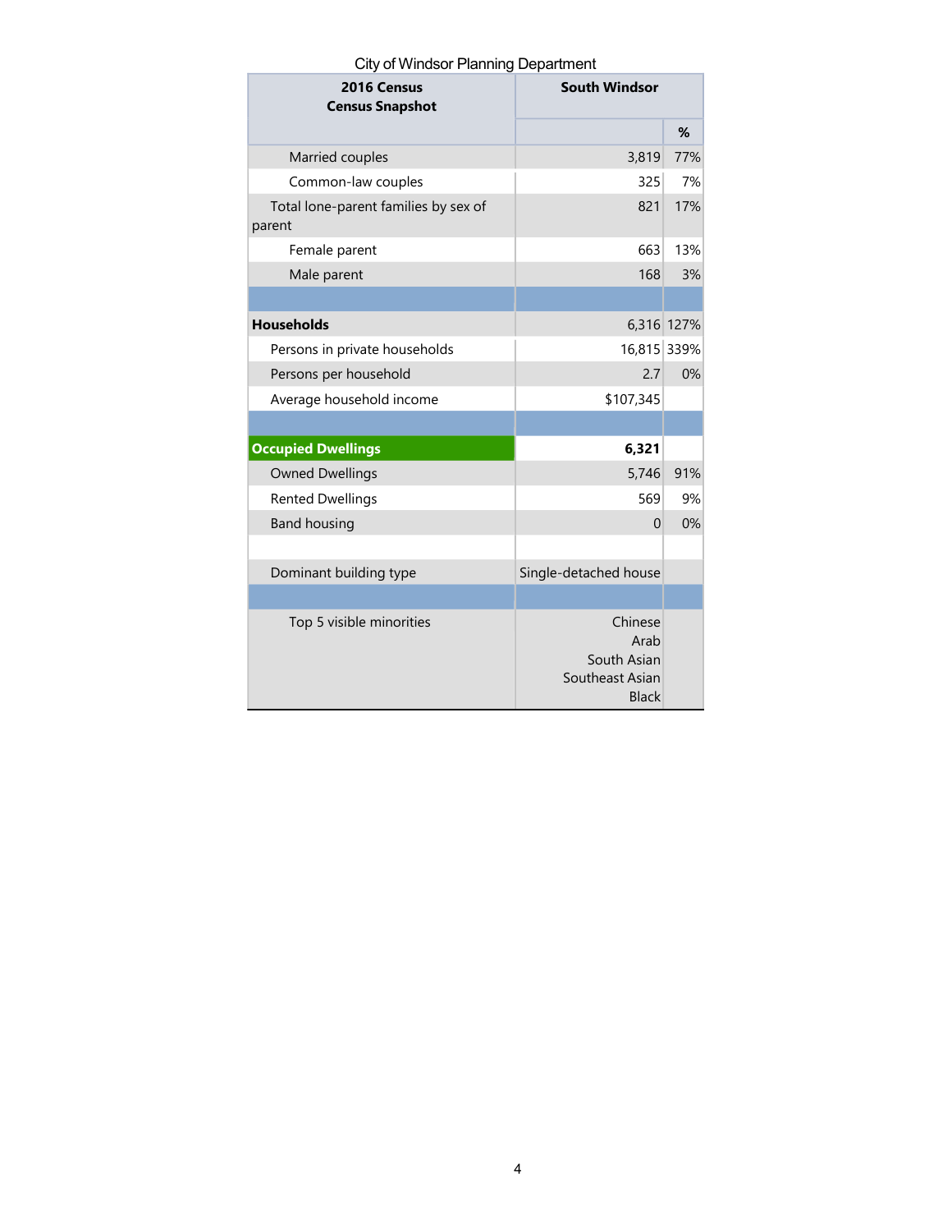City of Windsor Planning Department

| 2016 Census<br>Census Snapshot | South Windsor | |
|---|---|---|
| | | % |
| Married couples | 3,819 | 77% |
| Common-law couples | 325 | 7% |
| Total lone-parent families by sex of parent | 821 | 17% |
| Female parent | 663 | 13% |
| Male parent | 168 | 3% |
| | | |
| **Households** | 6,316 | 127% |
| Persons in private households | 16,815 | 339% |
| Persons per household | 2.7 | 0% |
| Average household income | $107,345 | |
| | | |
| **Occupied Dwellings** | **6,321** | |
| Owned Dwellings | 5,746 | 91% |
| Rented Dwellings | 569 | 9% |
| Band housing | 0 | 0% |
| | | |
| Dominant building type | Single-detached house | |
| | | |
| Top 5 visible minorities | Chinese<br>Arab<br>South Asian<br>Southeast Asian<br>Black | |